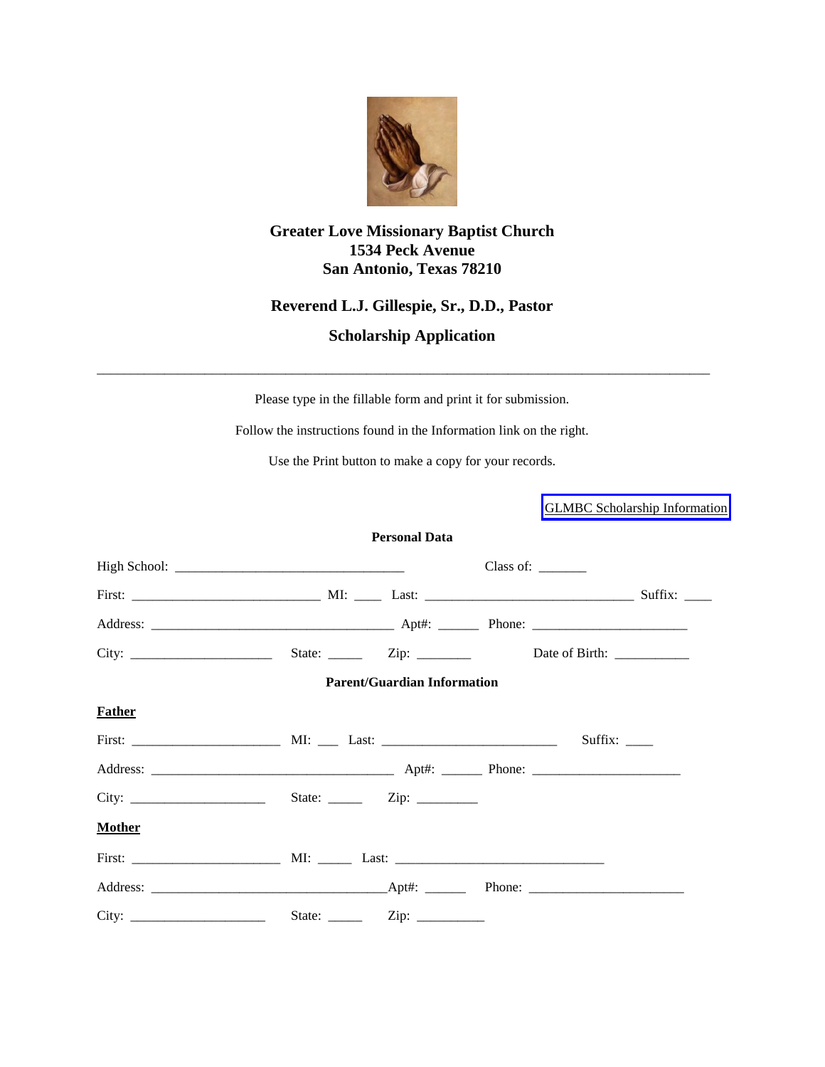**Greater Love Missionary Baptist Church**
**1534 Peck Avenue**
**San Antonio, Texas 78210**

**Reverend L.J. Gillespie, Sr., D.D., Pastor**

## Scholarship Application

---

Please type in the fillable form and print it for submission.

Follow the instructions found in the Information link on the right.

Use the Print button to make a copy for your records.

GLMBC Scholarship Information

### Personal Data

High School: ________________________________ Class of: _______

First: ___________________________ MI: ____ Last: _____________________________ Suffix: ____

Address: __________________________________ Apt#: ______ Phone: ______________________

City: ____________________ State: _____ Zip: ________ Date of Birth: ___________

### Parent/Guardian Information

**Father**

First: _____________________ MI: ___ Last: _________________________ Suffix: ____

Address: __________________________________ Apt#: ______ Phone: _____________________

City: ___________________ State: _____ Zip: _________

**Mother**

First: _____________________ MI: _____ Last: ______________________________

Address: _________________________________Apt#: ______ Phone: ______________________

City: ___________________ State: _____ Zip: __________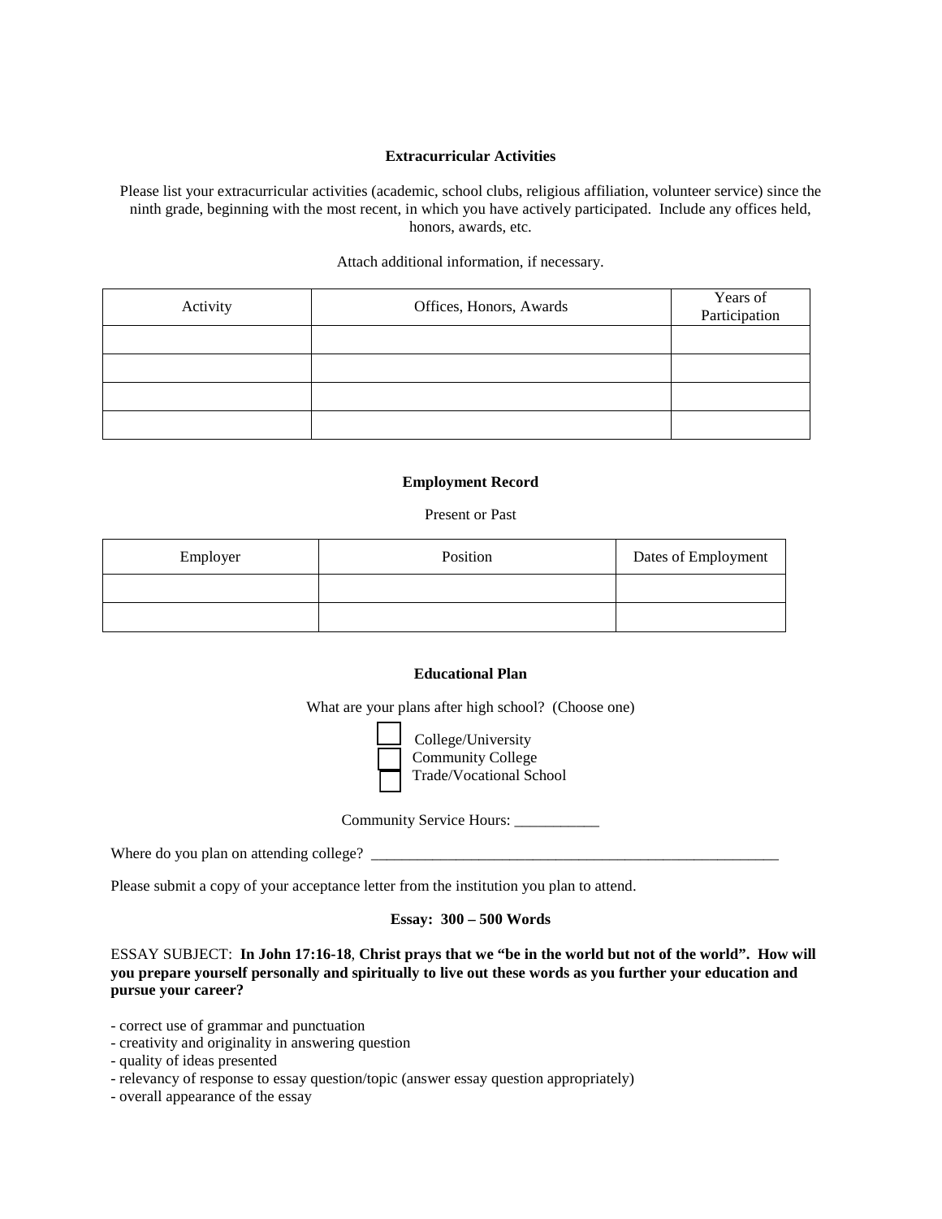**Extracurricular Activities**

Please list your extracurricular activities (academic, school clubs, religious affiliation, volunteer service) since the ninth grade, beginning with the most recent, in which you have actively participated. Include any offices held, honors, awards, etc.

Attach additional information, if necessary.

| Activity | Offices, Honors, Awards | Years of Participation |
|---|---|---|
| | | |
| | | |
| | | |
| | | |

**Employment Record**

Present or Past

| Employer | Position | Dates of Employment |
|---|---|---|
| | | |
| | | |

**Educational Plan**

What are your plans after high school? (Choose one)

- ☐ College/University
- ☐ Community College
- ☐ Trade/Vocational School

Community Service Hours: ___________

Where do you plan on attending college? _______________________________________________________

Please submit a copy of your acceptance letter from the institution you plan to attend.

**Essay: 300 – 500 Words**

ESSAY SUBJECT: **In John 17:16-18**, **Christ prays that we "be in the world but not of the world". How will you prepare yourself personally and spiritually to live out these words as you further your education and pursue your career?**

- correct use of grammar and punctuation
- creativity and originality in answering question
- quality of ideas presented
- relevancy of response to essay question/topic (answer essay question appropriately)
- overall appearance of the essay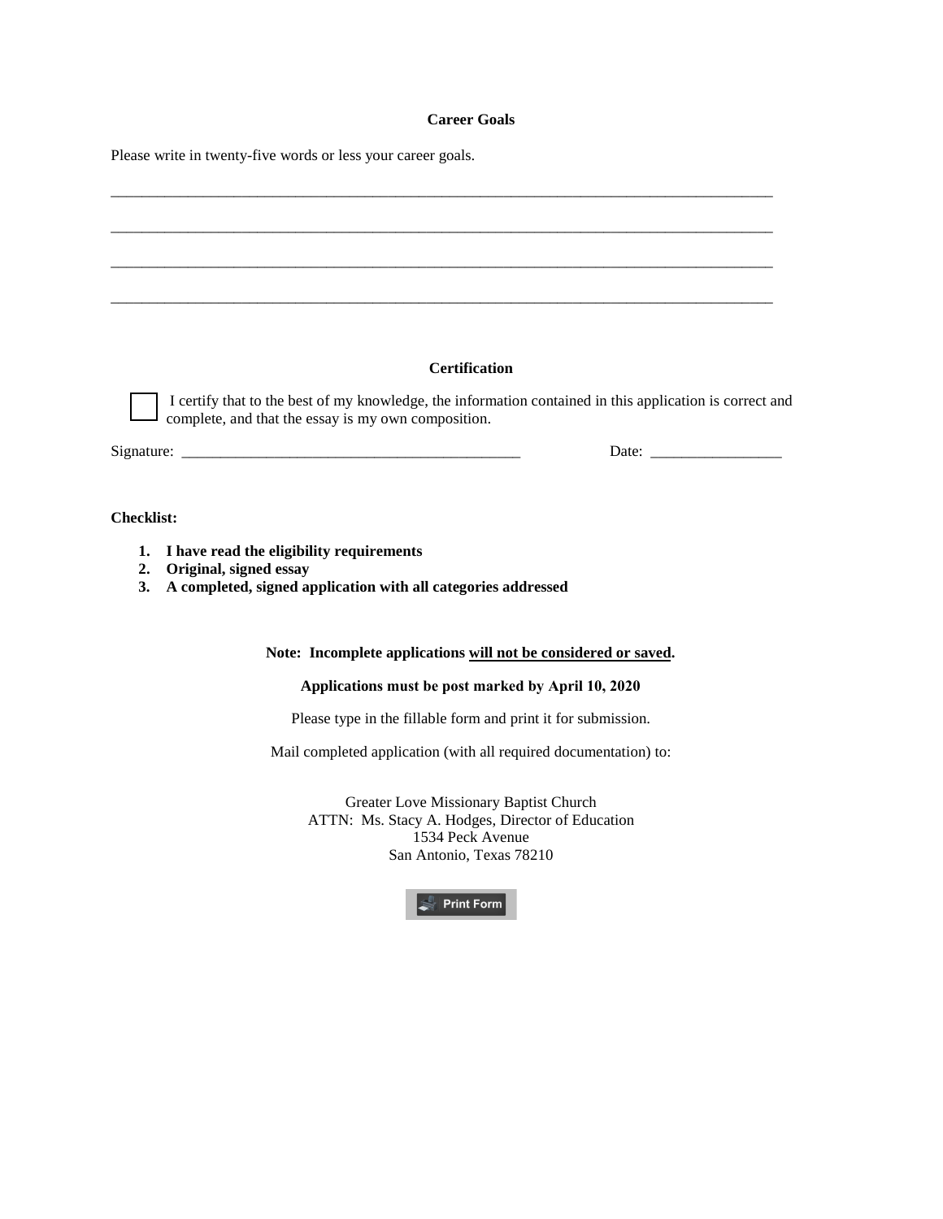## Career Goals

Please write in twenty-five words or less your career goals.

______________________________________________________________________________

______________________________________________________________________________

______________________________________________________________________________

______________________________________________________________________________

## Certification

☐ I certify that to the best of my knowledge, the information contained in this application is correct and complete, and that the essay is my own composition.

Signature: _____________________________________________ Date: _________________

**Checklist:**

1. **I have read the eligibility requirements**
2. **Original, signed essay**
3. **A completed, signed application with all categories addressed**

**Note: Incomplete applications <u>will not be considered or saved</u>.**

**Applications must be post marked by April 10, 2020**

Please type in the fillable form and print it for submission.

Mail completed application (with all required documentation) to:

Greater Love Missionary Baptist Church
ATTN: Ms. Stacy A. Hodges, Director of Education
1534 Peck Avenue
San Antonio, Texas 78210

Print Form